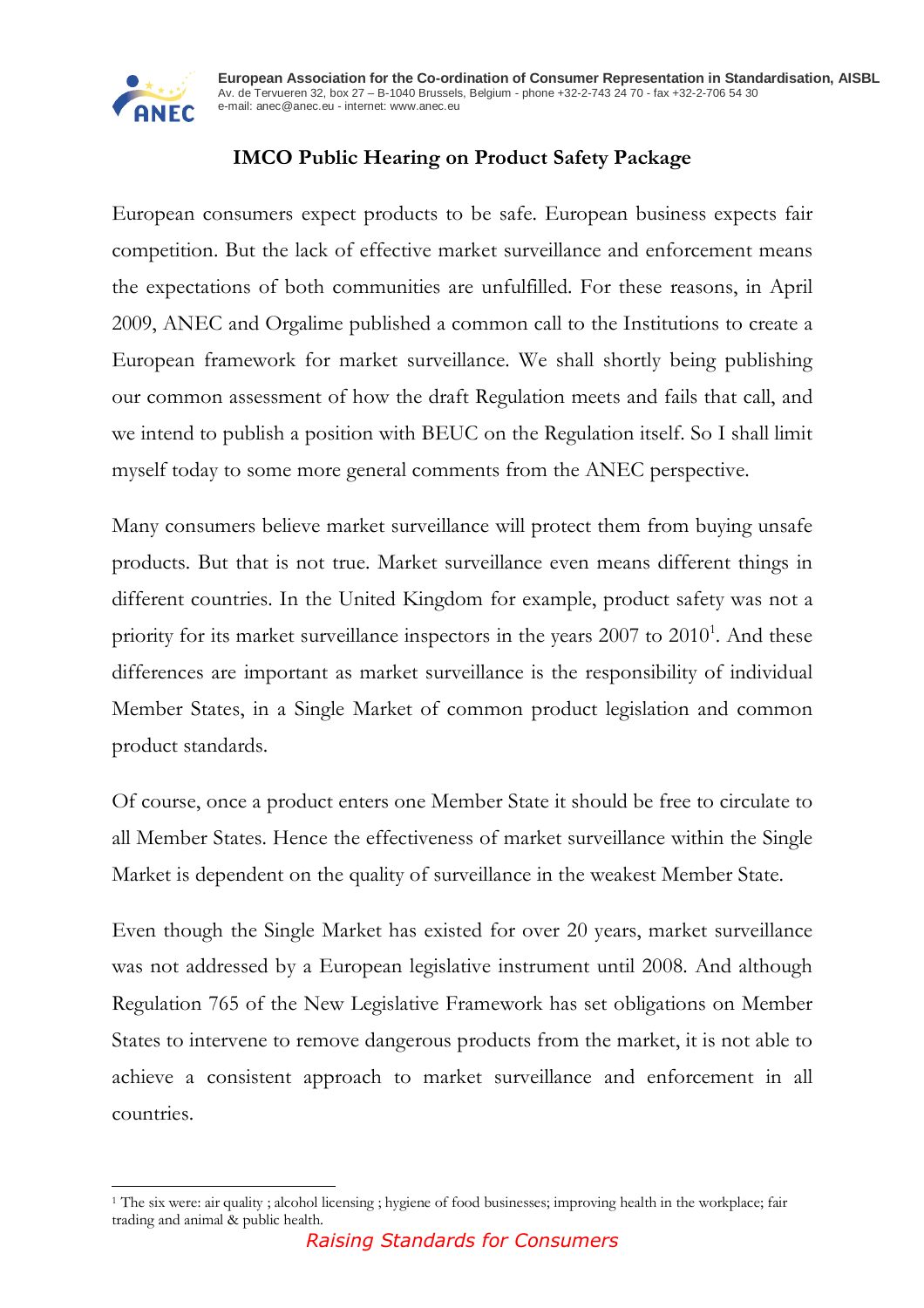European Association for the Co-ordination of Consumer Representation in Standardisation, AISBL
Av. de Tervueren 32, box 27 – B-1040 Brussels, Belgium - phone +32-2-743 24 70 - fax +32-2-706 54 30
e-mail: anec@anec.eu - internet: www.anec.eu

## IMCO Public Hearing on Product Safety Package

European consumers expect products to be safe. European business expects fair competition. But the lack of effective market surveillance and enforcement means the expectations of both communities are unfulfilled. For these reasons, in April 2009, ANEC and Orgalime published a common call to the Institutions to create a European framework for market surveillance. We shall shortly being publishing our common assessment of how the draft Regulation meets and fails that call, and we intend to publish a position with BEUC on the Regulation itself. So I shall limit myself today to some more general comments from the ANEC perspective.

Many consumers believe market surveillance will protect them from buying unsafe products. But that is not true. Market surveillance even means different things in different countries. In the United Kingdom for example, product safety was not a priority for its market surveillance inspectors in the years 2007 to 2010[1]. And these differences are important as market surveillance is the responsibility of individual Member States, in a Single Market of common product legislation and common product standards.

Of course, once a product enters one Member State it should be free to circulate to all Member States. Hence the effectiveness of market surveillance within the Single Market is dependent on the quality of surveillance in the weakest Member State.

Even though the Single Market has existed for over 20 years, market surveillance was not addressed by a European legislative instrument until 2008. And although Regulation 765 of the New Legislative Framework has set obligations on Member States to intervene to remove dangerous products from the market, it is not able to achieve a consistent approach to market surveillance and enforcement in all countries.

[1] The six were: air quality ; alcohol licensing ; hygiene of food businesses; improving health in the workplace; fair trading and animal & public health.

*Raising Standards for Consumers*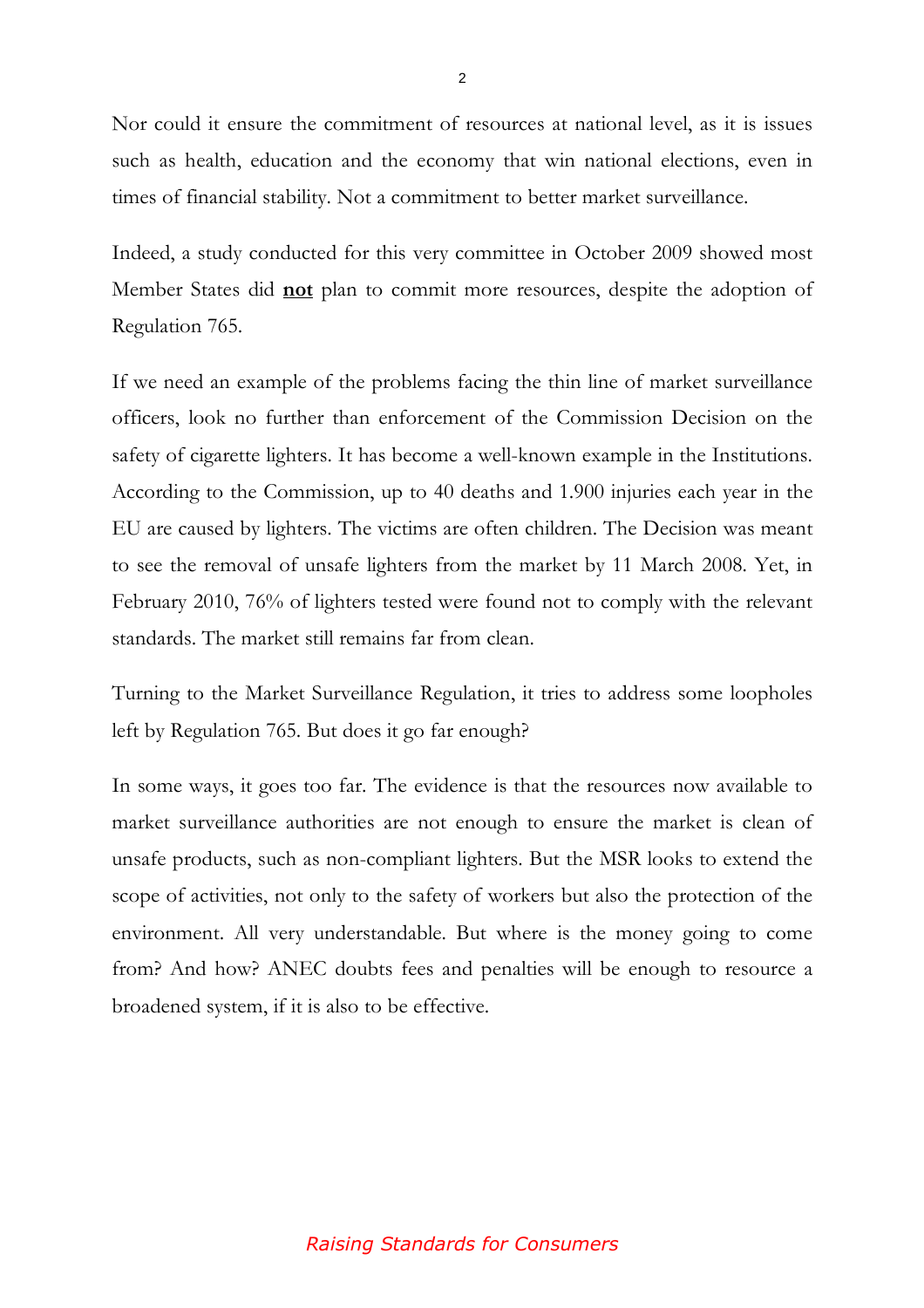Nor could it ensure the commitment of resources at national level, as it is issues such as health, education and the economy that win national elections, even in times of financial stability. Not a commitment to better market surveillance.

Indeed, a study conducted for this very committee in October 2009 showed most Member States did **not** plan to commit more resources, despite the adoption of Regulation 765.

If we need an example of the problems facing the thin line of market surveillance officers, look no further than enforcement of the Commission Decision on the safety of cigarette lighters. It has become a well-known example in the Institutions. According to the Commission, up to 40 deaths and 1.900 injuries each year in the EU are caused by lighters. The victims are often children. The Decision was meant to see the removal of unsafe lighters from the market by 11 March 2008. Yet, in February 2010, 76% of lighters tested were found not to comply with the relevant standards. The market still remains far from clean.

Turning to the Market Surveillance Regulation, it tries to address some loopholes left by Regulation 765. But does it go far enough?

In some ways, it goes too far. The evidence is that the resources now available to market surveillance authorities are not enough to ensure the market is clean of unsafe products, such as non-compliant lighters. But the MSR looks to extend the scope of activities, not only to the safety of workers but also the protection of the environment. All very understandable. But where is the money going to come from? And how? ANEC doubts fees and penalties will be enough to resource a broadened system, if it is also to be effective.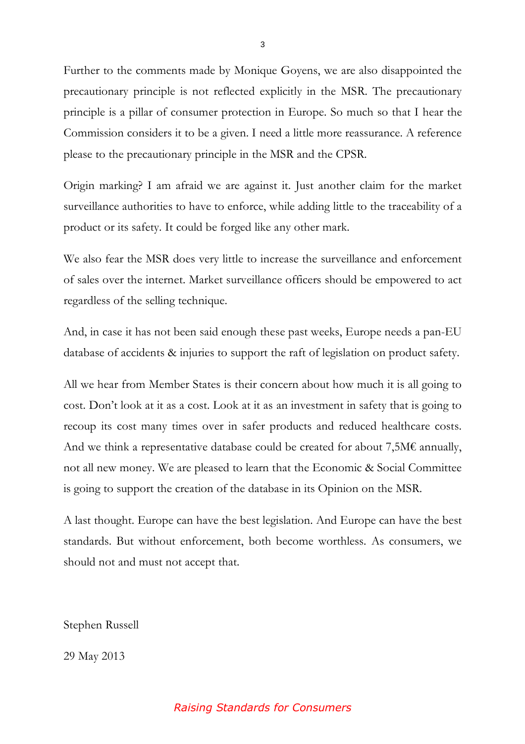Further to the comments made by Monique Goyens, we are also disappointed the precautionary principle is not reflected explicitly in the MSR. The precautionary principle is a pillar of consumer protection in Europe. So much so that I hear the Commission considers it to be a given. I need a little more reassurance. A reference please to the precautionary principle in the MSR and the CPSR.

Origin marking? I am afraid we are against it. Just another claim for the market surveillance authorities to have to enforce, while adding little to the traceability of a product or its safety. It could be forged like any other mark.

We also fear the MSR does very little to increase the surveillance and enforcement of sales over the internet. Market surveillance officers should be empowered to act regardless of the selling technique.

And, in case it has not been said enough these past weeks, Europe needs a pan-EU database of accidents & injuries to support the raft of legislation on product safety.

All we hear from Member States is their concern about how much it is all going to cost. Don't look at it as a cost. Look at it as an investment in safety that is going to recoup its cost many times over in safer products and reduced healthcare costs. And we think a representative database could be created for about 7,5M€ annually, not all new money. We are pleased to learn that the Economic & Social Committee is going to support the creation of the database in its Opinion on the MSR.

A last thought. Europe can have the best legislation. And Europe can have the best standards. But without enforcement, both become worthless. As consumers, we should not and must not accept that.

Stephen Russell

29 May 2013

*Raising Standards for Consumers*